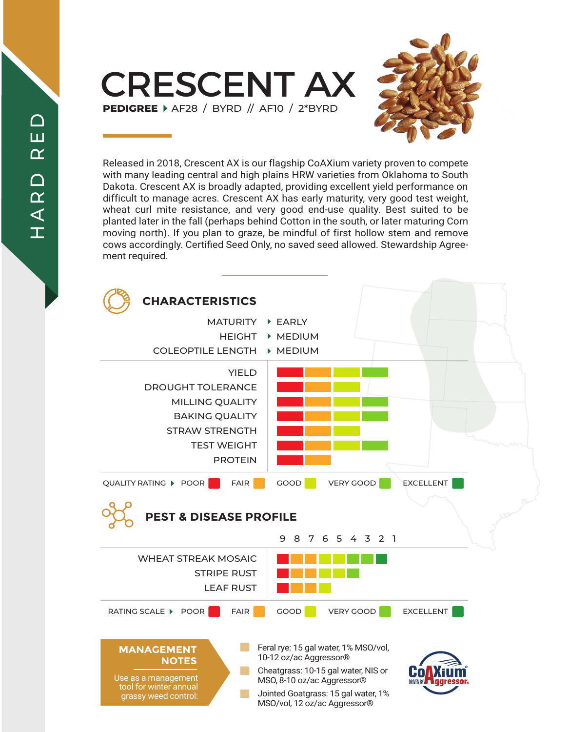HARD RED

# CRESCENT AX

**PEDIGREE** ▸ AF28 / BYRD // AF10 / 2*BYRD

Released in 2018, Crescent AX is our flagship CoAXium variety proven to compete with many leading central and high plains HRW varieties from Oklahoma to South Dakota. Crescent AX is broadly adapted, providing excellent yield performance on difficult to manage acres. Crescent AX has early maturity, very good test weight, wheat curl mite resistance, and very good end-use quality. Best suited to be planted later in the fall (perhaps behind Cotton in the south, or later maturing Corn moving north). If you plan to graze, be mindful of first hollow stem and remove cows accordingly. Certified Seed Only, no saved seed allowed. Stewardship Agreement required.

## CHARACTERISTICS

| Characteristic | Rating |
|---|---|
| MATURITY | EARLY |
| HEIGHT | MEDIUM |
| COLEOPTILE LENGTH | MEDIUM |

| Characteristic | Quality Rating |
|---|---|
| YIELD | VERY GOOD |
| DROUGHT TOLERANCE | GOOD |
| MILLING QUALITY | VERY GOOD |
| BAKING QUALITY | VERY GOOD |
| STRAW STRENGTH | GOOD |
| TEST WEIGHT | VERY GOOD |
| PROTEIN | FAIR |

QUALITY RATING ▸ POOR, FAIR, GOOD, VERY GOOD, EXCELLENT

## PEST & DISEASE PROFILE

| Pest / Disease | Rating (9–1) |
|---|---|
| WHEAT STREAK MOSAIC | 2 |
| STRIPE RUST | 4 |
| LEAF RUST | 6 |

RATING SCALE ▸ POOR, FAIR, GOOD, VERY GOOD, EXCELLENT

## MANAGEMENT NOTES

Use as a management tool for winter annual grassy weed control:

- Feral rye: 15 gal water, 1% MSO/vol, 10-12 oz/ac Aggressor®
- Cheatgrass: 10-15 gal water, NIS or MSO, 8-10 oz/ac Aggressor®
- Jointed Goatgrass: 15 gal water, 1% MSO/vol, 12 oz/ac Aggressor®

CoAXium® DRIVEN BY Aggressor®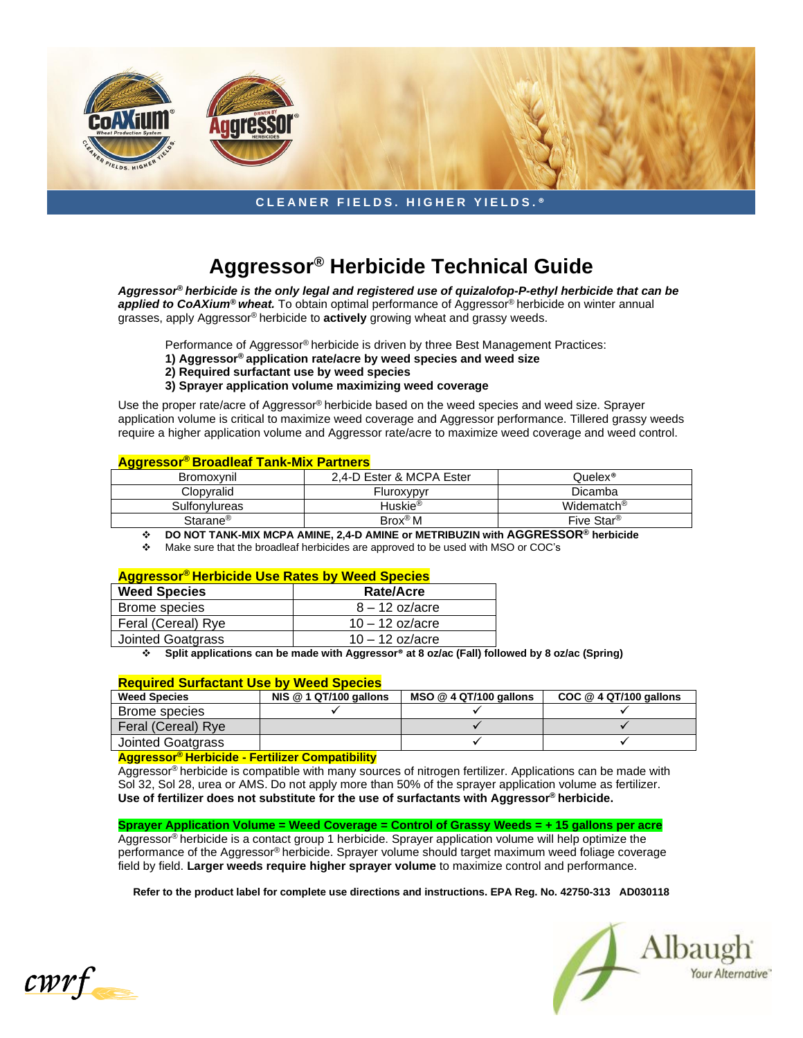CLEANER FIELDS. HIGHER YIELDS.®

# Aggressor® Herbicide Technical Guide

***Aggressor® herbicide is the only legal and registered use of quizalofop-P-ethyl herbicide that can be applied to CoAXium® wheat.*** To obtain optimal performance of Aggressor® herbicide on winter annual grasses, apply Aggressor® herbicide to **actively** growing wheat and grassy weeds.

Performance of Aggressor® herbicide is driven by three Best Management Practices:

**1) Aggressor® application rate/acre by weed species and weed size**
**2) Required surfactant use by weed species**
**3) Sprayer application volume maximizing weed coverage**

Use the proper rate/acre of Aggressor® herbicide based on the weed species and weed size. Sprayer application volume is critical to maximize weed coverage and Aggressor performance. Tillered grassy weeds require a higher application volume and Aggressor rate/acre to maximize weed coverage and weed control.

## Aggressor® Broadleaf Tank-Mix Partners

| | | |
|---|---|---|
| Bromoxynil | 2,4-D Ester & MCPA Ester | Quelex® |
| Clopyralid | Fluroxypyr | Dicamba |
| Sulfonylureas | Huskie® | Widematch® |
| Starane® | Brox® M | Five Star® |

- **DO NOT TANK-MIX MCPA AMINE, 2,4-D AMINE or METRIBUZIN with AGGRESSOR® herbicide**
- Make sure that the broadleaf herbicides are approved to be used with MSO or COC's

## Aggressor® Herbicide Use Rates by Weed Species

| Weed Species | Rate/Acre |
|---|---|
| Brome species | 8 – 12 oz/acre |
| Feral (Cereal) Rye | 10 – 12 oz/acre |
| Jointed Goatgrass | 10 – 12 oz/acre |

- **Split applications can be made with Aggressor® at 8 oz/ac (Fall) followed by 8 oz/ac (Spring)**

## Required Surfactant Use by Weed Species

| Weed Species | NIS @ 1 QT/100 gallons | MSO @ 4 QT/100 gallons | COC @ 4 QT/100 gallons |
|---|---|---|---|
| Brome species | ✓ | ✓ | ✓ |
| Feral (Cereal) Rye | | ✓ | ✓ |
| Jointed Goatgrass | | ✓ | ✓ |

## Aggressor® Herbicide - Fertilizer Compatibility

Aggressor® herbicide is compatible with many sources of nitrogen fertilizer. Applications can be made with Sol 32, Sol 28, urea or AMS. Do not apply more than 50% of the sprayer application volume as fertilizer. **Use of fertilizer does not substitute for the use of surfactants with Aggressor® herbicide.**

## Sprayer Application Volume = Weed Coverage = Control of Grassy Weeds = + 15 gallons per acre

Aggressor® herbicide is a contact group 1 herbicide. Sprayer application volume will help optimize the performance of the Aggressor® herbicide. Sprayer volume should target maximum weed foliage coverage field by field. **Larger weeds require higher sprayer volume** to maximize control and performance.

**Refer to the product label for complete use directions and instructions. EPA Reg. No. 42750-313 AD030118**

cwrf

Albaugh Your Alternative™